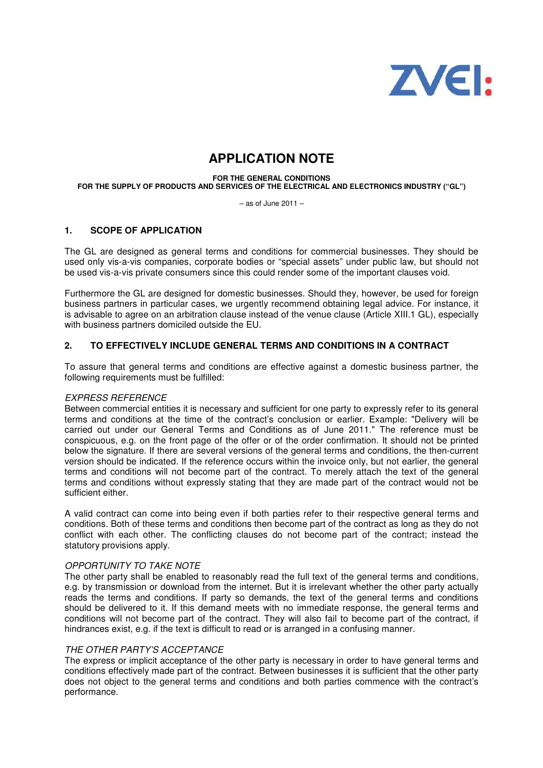ZVEI:

# APPLICATION NOTE

**FOR THE GENERAL CONDITIONS**
**FOR THE SUPPLY OF PRODUCTS AND SERVICES OF THE ELECTRICAL AND ELECTRONICS INDUSTRY ("GL")**

– as of June 2011 –

## 1. SCOPE OF APPLICATION

The GL are designed as general terms and conditions for commercial businesses. They should be used only vis-a-vis companies, corporate bodies or "special assets" under public law, but should not be used vis-a-vis private consumers since this could render some of the important clauses void.

Furthermore the GL are designed for domestic businesses. Should they, however, be used for foreign business partners in particular cases, we urgently recommend obtaining legal advice. For instance, it is advisable to agree on an arbitration clause instead of the venue clause (Article XIII.1 GL), especially with business partners domiciled outside the EU.

## 2. TO EFFECTIVELY INCLUDE GENERAL TERMS AND CONDITIONS IN A CONTRACT

To assure that general terms and conditions are effective against a domestic business partner, the following requirements must be fulfilled:

*EXPRESS REFERENCE*

Between commercial entities it is necessary and sufficient for one party to expressly refer to its general terms and conditions at the time of the contract's conclusion or earlier. Example: "Delivery will be carried out under our General Terms and Conditions as of June 2011." The reference must be conspicuous, e.g. on the front page of the offer or of the order confirmation. It should not be printed below the signature. If there are several versions of the general terms and conditions, the then-current version should be indicated. If the reference occurs within the invoice only, but not earlier, the general terms and conditions will not become part of the contract. To merely attach the text of the general terms and conditions without expressly stating that they are made part of the contract would not be sufficient either.

A valid contract can come into being even if both parties refer to their respective general terms and conditions. Both of these terms and conditions then become part of the contract as long as they do not conflict with each other. The conflicting clauses do not become part of the contract; instead the statutory provisions apply.

*OPPORTUNITY TO TAKE NOTE*

The other party shall be enabled to reasonably read the full text of the general terms and conditions, e.g. by transmission or download from the internet. But it is irrelevant whether the other party actually reads the terms and conditions. If party so demands, the text of the general terms and conditions should be delivered to it. If this demand meets with no immediate response, the general terms and conditions will not become part of the contract. They will also fail to become part of the contract, if hindrances exist, e.g. if the text is difficult to read or is arranged in a confusing manner.

*THE OTHER PARTY'S ACCEPTANCE*

The express or implicit acceptance of the other party is necessary in order to have general terms and conditions effectively made part of the contract. Between businesses it is sufficient that the other party does not object to the general terms and conditions and both parties commence with the contract's performance.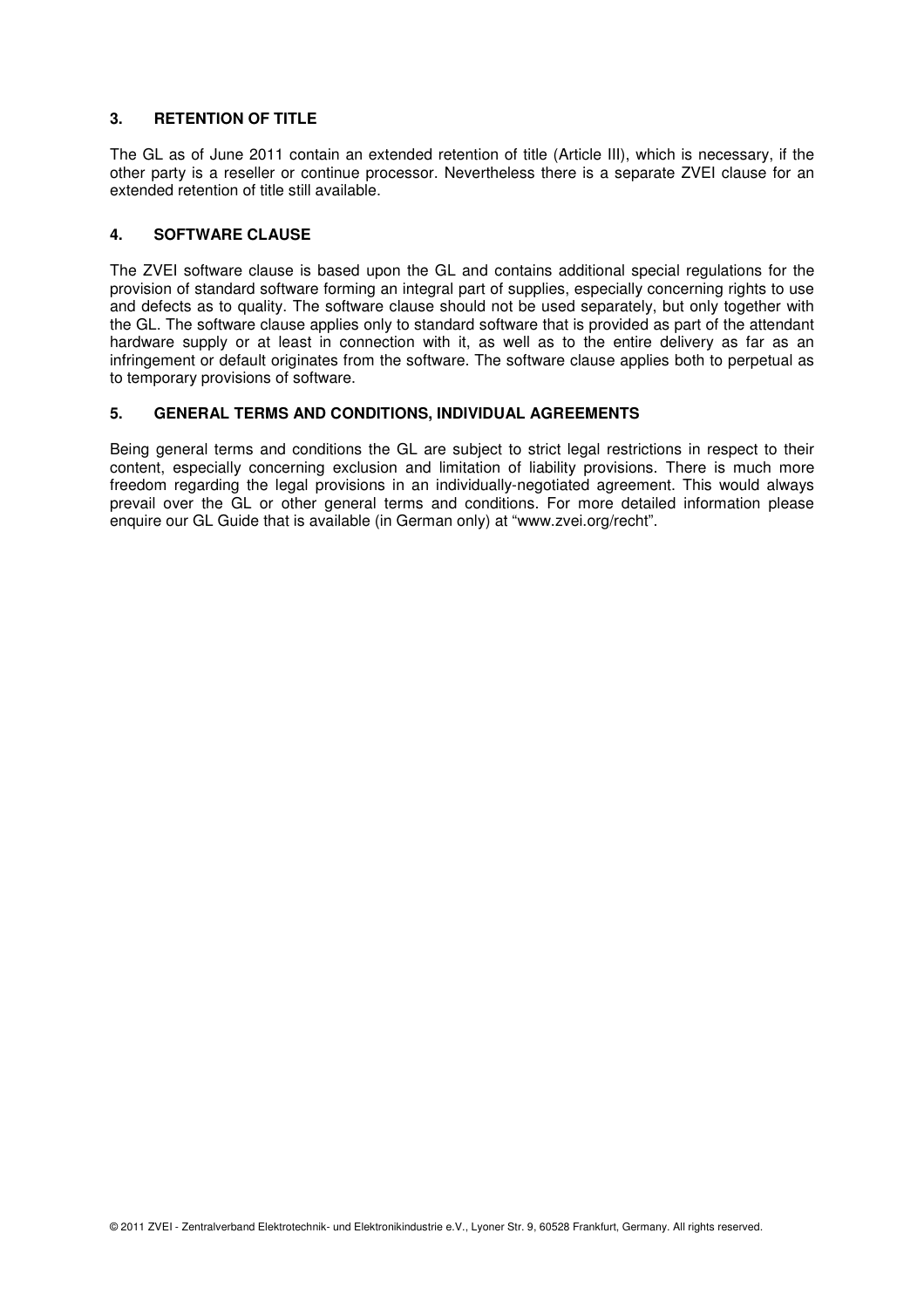## 3. RETENTION OF TITLE

The GL as of June 2011 contain an extended retention of title (Article III), which is necessary, if the other party is a reseller or continue processor. Nevertheless there is a separate ZVEI clause for an extended retention of title still available.

## 4. SOFTWARE CLAUSE

The ZVEI software clause is based upon the GL and contains additional special regulations for the provision of standard software forming an integral part of supplies, especially concerning rights to use and defects as to quality. The software clause should not be used separately, but only together with the GL. The software clause applies only to standard software that is provided as part of the attendant hardware supply or at least in connection with it, as well as to the entire delivery as far as an infringement or default originates from the software. The software clause applies both to perpetual as to temporary provisions of software.

## 5. GENERAL TERMS AND CONDITIONS, INDIVIDUAL AGREEMENTS

Being general terms and conditions the GL are subject to strict legal restrictions in respect to their content, especially concerning exclusion and limitation of liability provisions. There is much more freedom regarding the legal provisions in an individually-negotiated agreement. This would always prevail over the GL or other general terms and conditions. For more detailed information please enquire our GL Guide that is available (in German only) at "www.zvei.org/recht".

© 2011 ZVEI - Zentralverband Elektrotechnik- und Elektronikindustrie e.V., Lyoner Str. 9, 60528 Frankfurt, Germany. All rights reserved.